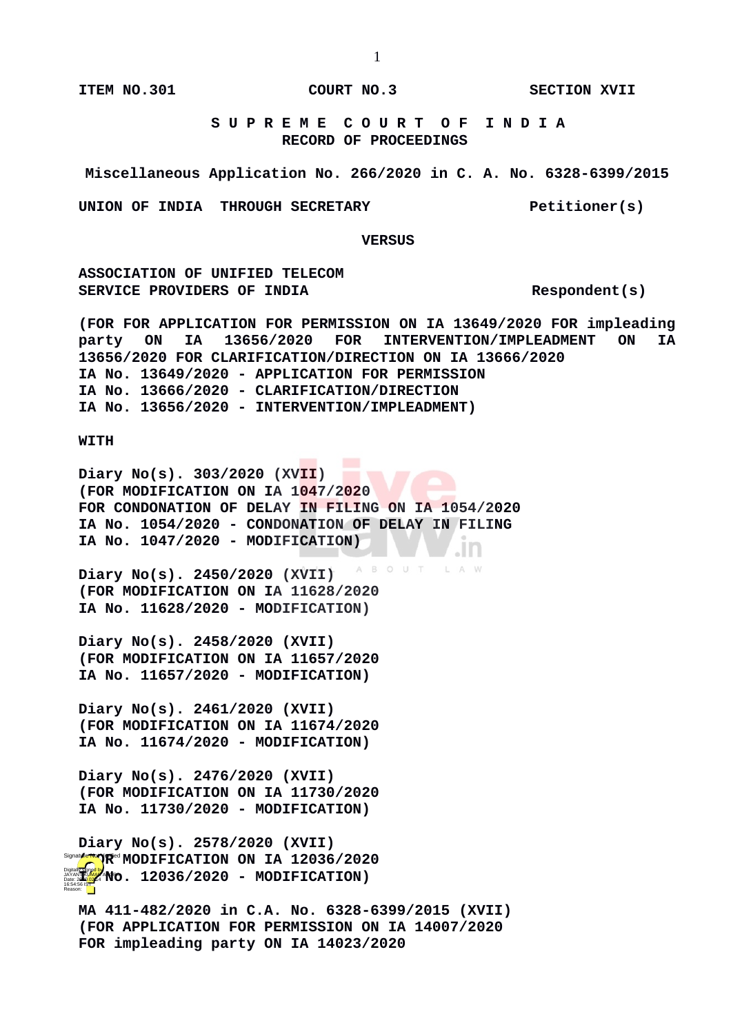ITEM NO.301 COURT NO.3 SECTION XVII

**S U P R E M E C O U R T O F I N D I A**
**RECORD OF PROCEEDINGS**

Miscellaneous Application No. 266/2020 in C. A. No. 6328-6399/2015

UNION OF INDIA THROUGH SECRETARY Petitioner(s)

VERSUS

ASSOCIATION OF UNIFIED TELECOM SERVICE PROVIDERS OF INDIA Respondent(s)

(FOR FOR APPLICATION FOR PERMISSION ON IA 13649/2020 FOR impleading party ON IA 13656/2020 FOR INTERVENTION/IMPLEADMENT ON IA 13656/2020 FOR CLARIFICATION/DIRECTION ON IA 13666/2020
IA No. 13649/2020 - APPLICATION FOR PERMISSION
IA No. 13666/2020 - CLARIFICATION/DIRECTION
IA No. 13656/2020 - INTERVENTION/IMPLEADMENT)

WITH

Diary No(s). 303/2020 (XVII)
(FOR MODIFICATION ON IA 1047/2020
FOR CONDONATION OF DELAY IN FILING ON IA 1054/2020
IA No. 1054/2020 - CONDONATION OF DELAY IN FILING
IA No. 1047/2020 - MODIFICATION)

Diary No(s). 2450/2020 (XVII)
(FOR MODIFICATION ON IA 11628/2020
IA No. 11628/2020 - MODIFICATION)

Diary No(s). 2458/2020 (XVII)
(FOR MODIFICATION ON IA 11657/2020
IA No. 11657/2020 - MODIFICATION)

Diary No(s). 2461/2020 (XVII)
(FOR MODIFICATION ON IA 11674/2020
IA No. 11674/2020 - MODIFICATION)

Diary No(s). 2476/2020 (XVII)
(FOR MODIFICATION ON IA 11730/2020
IA No. 11730/2020 - MODIFICATION)

Diary No(s). 2578/2020 (XVII)
(FOR MODIFICATION ON IA 12036/2020
IA No. 12036/2020 - MODIFICATION)

MA 411-482/2020 in C.A. No. 6328-6399/2015 (XVII)
(FOR APPLICATION FOR PERMISSION ON IA 14007/2020
FOR impleading party ON IA 14023/2020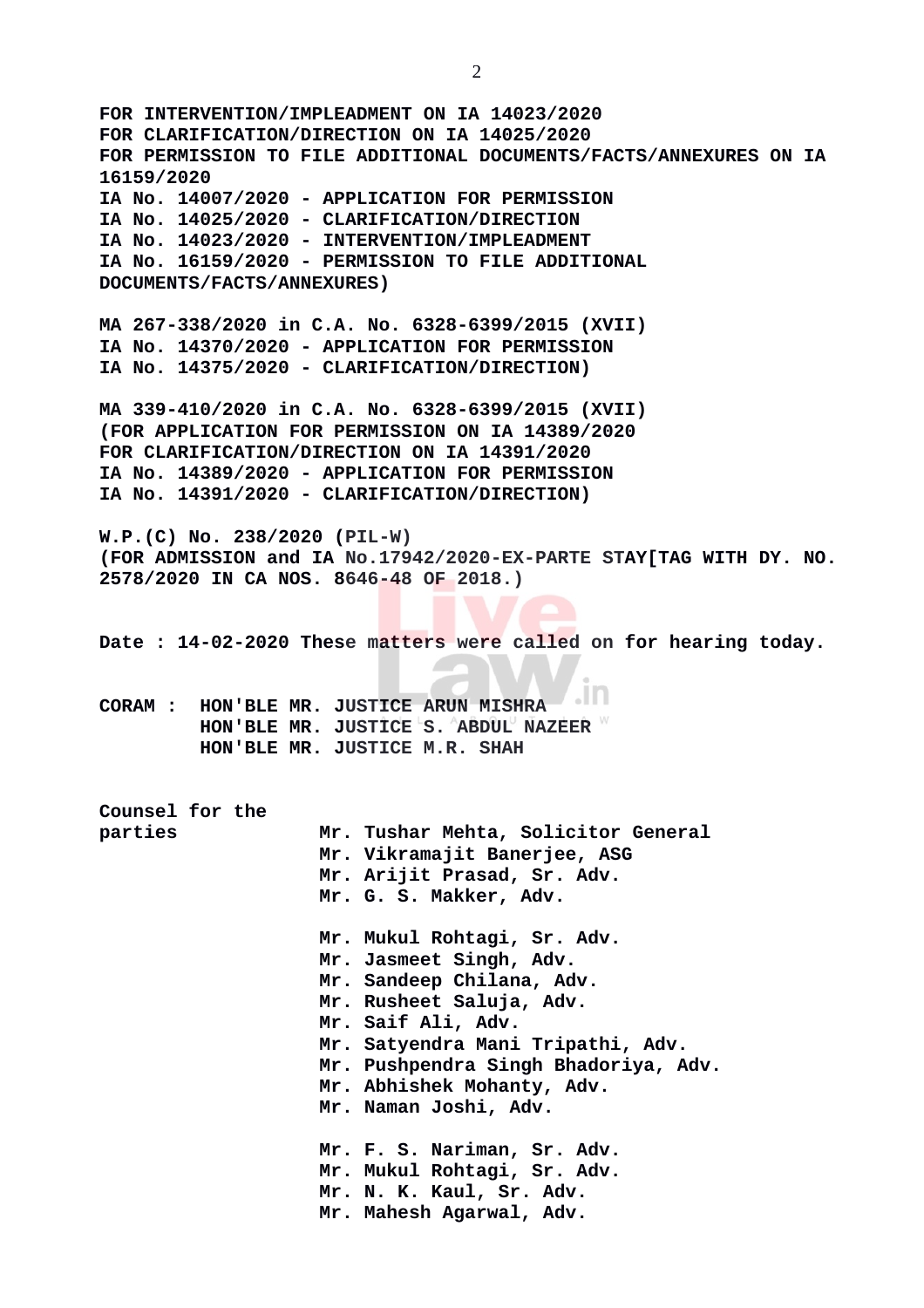**FOR INTERVENTION/IMPLEADMENT ON IA 14023/2020**
**FOR CLARIFICATION/DIRECTION ON IA 14025/2020**
**FOR PERMISSION TO FILE ADDITIONAL DOCUMENTS/FACTS/ANNEXURES ON IA 16159/2020**
**IA No. 14007/2020 - APPLICATION FOR PERMISSION**
**IA No. 14025/2020 - CLARIFICATION/DIRECTION**
**IA No. 14023/2020 - INTERVENTION/IMPLEADMENT**
**IA No. 16159/2020 - PERMISSION TO FILE ADDITIONAL DOCUMENTS/FACTS/ANNEXURES)**

**MA 267-338/2020 in C.A. No. 6328-6399/2015 (XVII)**
**IA No. 14370/2020 - APPLICATION FOR PERMISSION**
**IA No. 14375/2020 - CLARIFICATION/DIRECTION)**

**MA 339-410/2020 in C.A. No. 6328-6399/2015 (XVII)**
**(FOR APPLICATION FOR PERMISSION ON IA 14389/2020**
**FOR CLARIFICATION/DIRECTION ON IA 14391/2020**
**IA No. 14389/2020 - APPLICATION FOR PERMISSION**
**IA No. 14391/2020 - CLARIFICATION/DIRECTION)**

**W.P.(C) No. 238/2020 (PIL-W)**
**(FOR ADMISSION and IA No.17942/2020-EX-PARTE STAY[TAG WITH DY. NO. 2578/2020 IN CA NOS. 8646-48 OF 2018.)**

**Date : 14-02-2020 These matters were called on for hearing today.**

**CORAM : HON'BLE MR. JUSTICE ARUN MISHRA**
**HON'BLE MR. JUSTICE S. ABDUL NAZEER**
**HON'BLE MR. JUSTICE M.R. SHAH**

**Counsel for the parties**

**Mr. Tushar Mehta, Solicitor General**
**Mr. Vikramajit Banerjee, ASG**
**Mr. Arijit Prasad, Sr. Adv.**
**Mr. G. S. Makker, Adv.**

**Mr. Mukul Rohtagi, Sr. Adv.**
**Mr. Jasmeet Singh, Adv.**
**Mr. Sandeep Chilana, Adv.**
**Mr. Rusheet Saluja, Adv.**
**Mr. Saif Ali, Adv.**
**Mr. Satyendra Mani Tripathi, Adv.**
**Mr. Pushpendra Singh Bhadoriya, Adv.**
**Mr. Abhishek Mohanty, Adv.**
**Mr. Naman Joshi, Adv.**

**Mr. F. S. Nariman, Sr. Adv.**
**Mr. Mukul Rohtagi, Sr. Adv.**
**Mr. N. K. Kaul, Sr. Adv.**
**Mr. Mahesh Agarwal, Adv.**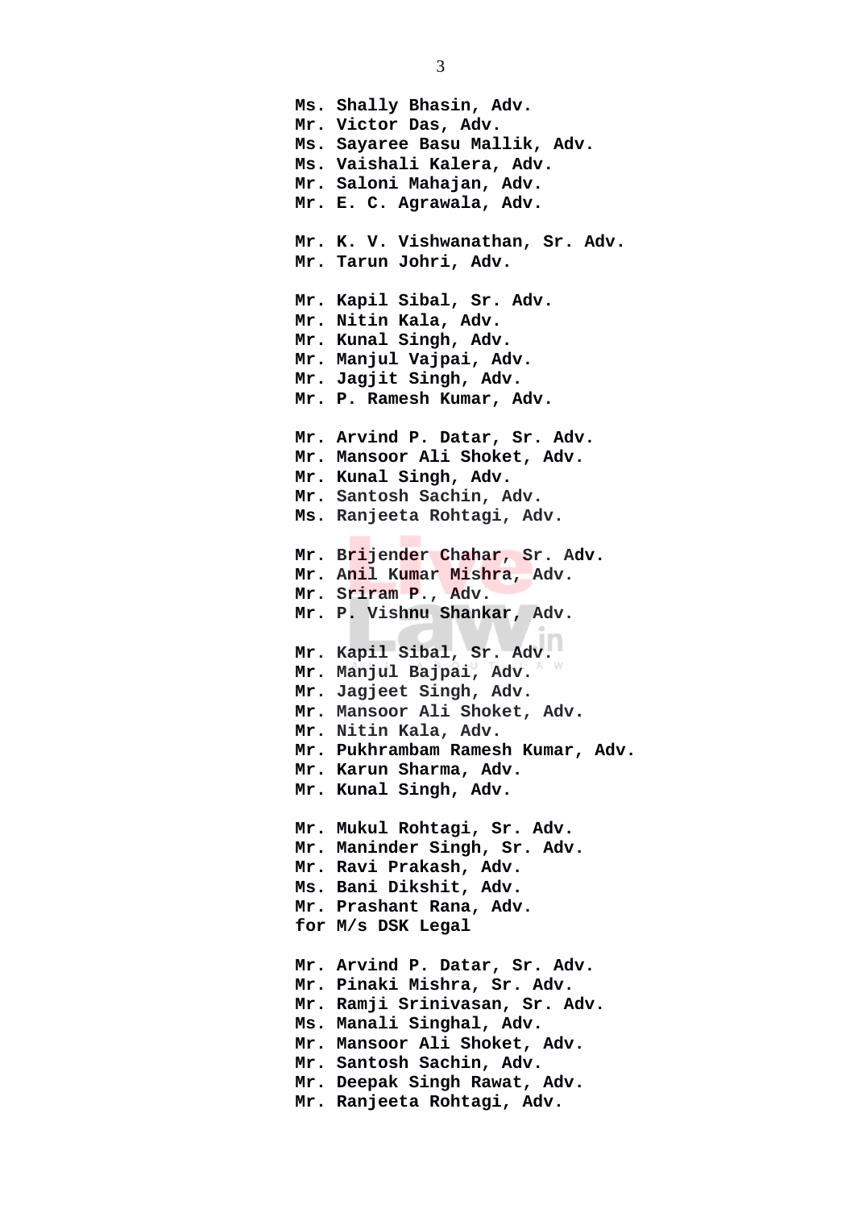**Ms. Shally Bhasin, Adv.**
**Mr. Victor Das, Adv.**
**Ms. Sayaree Basu Mallik, Adv.**
**Ms. Vaishali Kalera, Adv.**
**Mr. Saloni Mahajan, Adv.**
**Mr. E. C. Agrawala, Adv.**

**Mr. K. V. Vishwanathan, Sr. Adv.**
**Mr. Tarun Johri, Adv.**

**Mr. Kapil Sibal, Sr. Adv.**
**Mr. Nitin Kala, Adv.**
**Mr. Kunal Singh, Adv.**
**Mr. Manjul Vajpai, Adv.**
**Mr. Jagjit Singh, Adv.**
**Mr. P. Ramesh Kumar, Adv.**

**Mr. Arvind P. Datar, Sr. Adv.**
**Mr. Mansoor Ali Shoket, Adv.**
**Mr. Kunal Singh, Adv.**
**Mr. Santosh Sachin, Adv.**
**Ms. Ranjeeta Rohtagi, Adv.**

**Mr. Brijender Chahar, Sr. Adv.**
**Mr. Anil Kumar Mishra, Adv.**
**Mr. Sriram P., Adv.**
**Mr. P. Vishnu Shankar, Adv.**

**Mr. Kapil Sibal, Sr. Adv.**
**Mr. Manjul Bajpai, Adv.**
**Mr. Jagjeet Singh, Adv.**
**Mr. Mansoor Ali Shoket, Adv.**
**Mr. Nitin Kala, Adv.**
**Mr. Pukhrambam Ramesh Kumar, Adv.**
**Mr. Karun Sharma, Adv.**
**Mr. Kunal Singh, Adv.**

**Mr. Mukul Rohtagi, Sr. Adv.**
**Mr. Maninder Singh, Sr. Adv.**
**Mr. Ravi Prakash, Adv.**
**Ms. Bani Dikshit, Adv.**
**Mr. Prashant Rana, Adv.**
**for M/s DSK Legal**

**Mr. Arvind P. Datar, Sr. Adv.**
**Mr. Pinaki Mishra, Sr. Adv.**
**Mr. Ramji Srinivasan, Sr. Adv.**
**Ms. Manali Singhal, Adv.**
**Mr. Mansoor Ali Shoket, Adv.**
**Mr. Santosh Sachin, Adv.**
**Mr. Deepak Singh Rawat, Adv.**
**Mr. Ranjeeta Rohtagi, Adv.**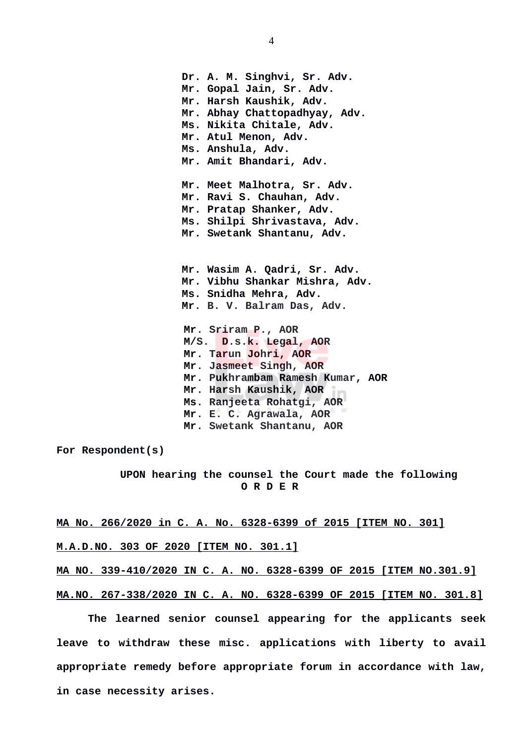**Dr. A. M. Singhvi, Sr. Adv.**
**Mr. Gopal Jain, Sr. Adv.**
**Mr. Harsh Kaushik, Adv.**
**Mr. Abhay Chattopadhyay, Adv.**
**Ms. Nikita Chitale, Adv.**
**Mr. Atul Menon, Adv.**
**Ms. Anshula, Adv.**
**Mr. Amit Bhandari, Adv.**

**Mr. Meet Malhotra, Sr. Adv.**
**Mr. Ravi S. Chauhan, Adv.**
**Mr. Pratap Shanker, Adv.**
**Ms. Shilpi Shrivastava, Adv.**
**Mr. Swetank Shantanu, Adv.**

**Mr. Wasim A. Qadri, Sr. Adv.**
**Mr. Vibhu Shankar Mishra, Adv.**
**Ms. Snidha Mehra, Adv.**
**Mr. B. V. Balram Das, Adv.**

Mr. Sriram P., AOR
M/S. D.s.k. Legal, AOR
Mr. Tarun Johri, AOR
Mr. Jasmeet Singh, AOR
Mr. Pukhrambam Ramesh Kumar, AOR
Mr. Harsh Kaushik, AOR
Ms. Ranjeeta Rohatgi, AOR
Mr. E. C. Agrawala, AOR
Mr. Swetank Shantanu, AOR

**For Respondent(s)**

**UPON hearing the counsel the Court made the following**
**O R D E R**

**MA No. 266/2020 in C. A. No. 6328-6399 of 2015 [ITEM NO. 301]**

**M.A.D.NO. 303 OF 2020 [ITEM NO. 301.1]**

**MA NO. 339-410/2020 IN C. A. NO. 6328-6399 OF 2015 [ITEM NO.301.9]**

**MA.NO. 267-338/2020 IN C. A. NO. 6328-6399 OF 2015 [ITEM NO. 301.8]**

**The learned senior counsel appearing for the applicants seek leave to withdraw these misc. applications with liberty to avail appropriate remedy before appropriate forum in accordance with law, in case necessity arises.**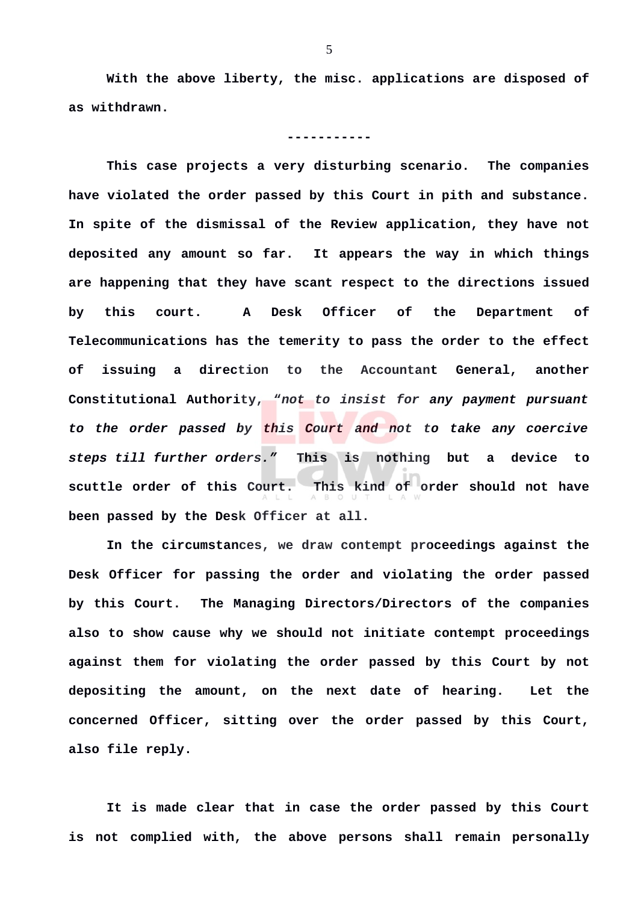**With the above liberty, the misc. applications are disposed of as withdrawn.**

**-----------**

**This case projects a very disturbing scenario. The companies have violated the order passed by this Court in pith and substance. In spite of the dismissal of the Review application, they have not deposited any amount so far. It appears the way in which things are happening that they have scant respect to the directions issued by this court. A Desk Officer of the Department of Telecommunications has the temerity to pass the order to the effect of issuing a direction to the Accountant General, another Constitutional Authority, *"not to insist for any payment pursuant to the order passed by this Court and not to take any coercive steps till further orders."* This is nothing but a device to scuttle order of this Court. This kind of order should not have been passed by the Desk Officer at all.**

**In the circumstances, we draw contempt proceedings against the Desk Officer for passing the order and violating the order passed by this Court. The Managing Directors/Directors of the companies also to show cause why we should not initiate contempt proceedings against them for violating the order passed by this Court by not depositing the amount, on the next date of hearing. Let the concerned Officer, sitting over the order passed by this Court, also file reply.**

**It is made clear that in case the order passed by this Court is not complied with, the above persons shall remain personally**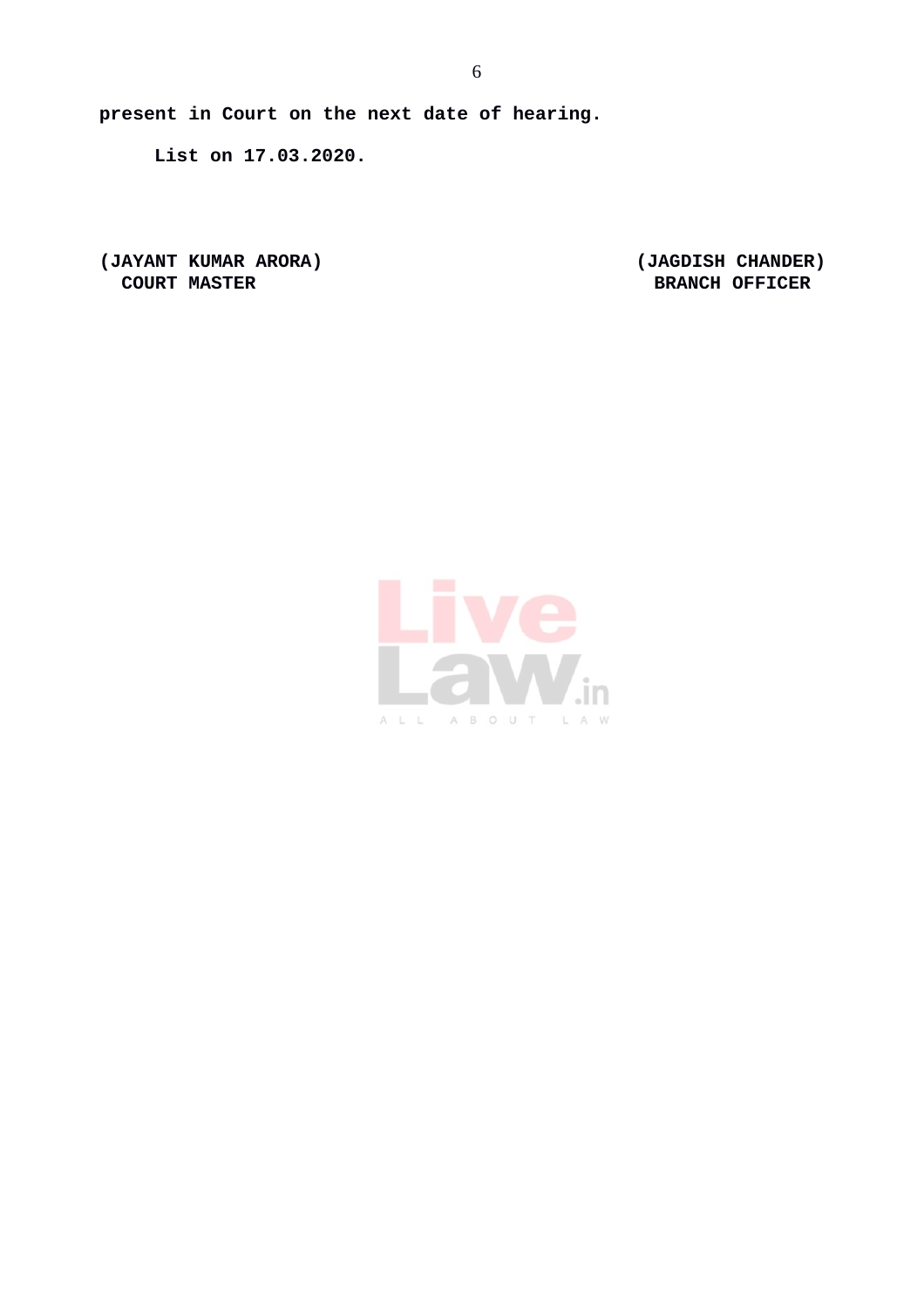**present in Court on the next date of hearing.**

**List on 17.03.2020.**

**(JAYANT KUMAR ARORA)**
**COURT MASTER**

**(JAGDISH CHANDER)**
**BRANCH OFFICER**